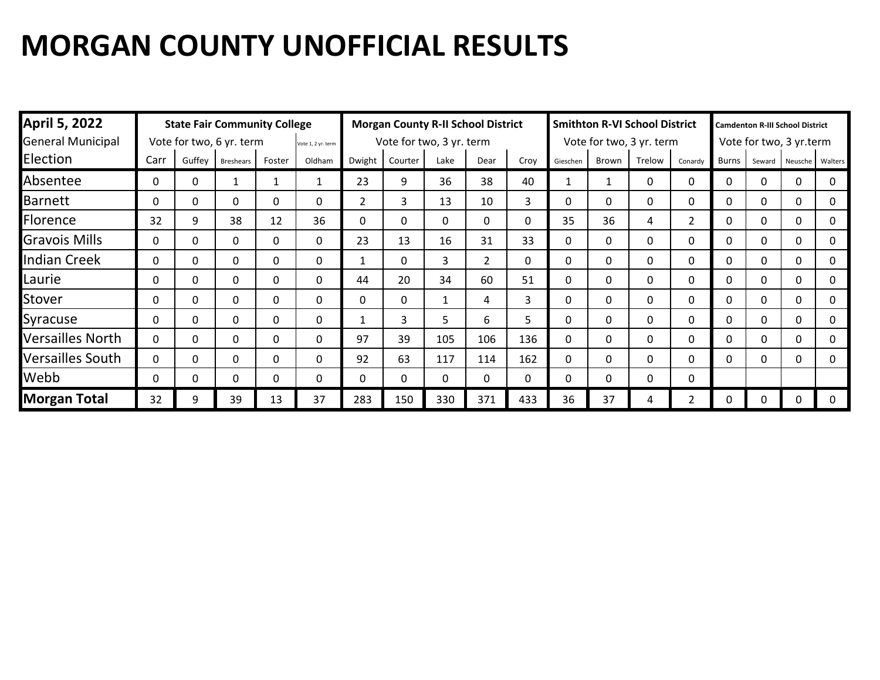# MORGAN COUNTY UNOFFICIAL RESULTS

| April 5, 2022 General Municipal Election | State Fair Community College | | | | | Morgan County R-II School District | | | | | Smithton R-VI School District | | | | Camdenton R-III School District | | | |
|---|---|---|---|---|---|---|---|---|---|---|---|---|---|---|---|---|---|---|
| | Vote for two, 6 yr. term | | | | Vote 1, 2 yr. term | Vote for two, 3 yr. term | | | | | Vote for two, 3 yr. term | | | | Vote for two, 3 yr.term | | | |
| | Carr | Guffey | Breshears | Foster | Oldham | Dwight | Courter | Lake | Dear | Croy | Gieschen | Brown | Trelow | Conardy | Burns | Seward | Neusche | Walters |
| Absentee | 0 | 0 | 1 | 1 | 1 | 23 | 9 | 36 | 38 | 40 | 1 | 1 | 0 | 0 | 0 | 0 | 0 | 0 |
| Barnett | 0 | 0 | 0 | 0 | 0 | 2 | 3 | 13 | 10 | 3 | 0 | 0 | 0 | 0 | 0 | 0 | 0 | 0 |
| Florence | 32 | 9 | 38 | 12 | 36 | 0 | 0 | 0 | 0 | 0 | 35 | 36 | 4 | 2 | 0 | 0 | 0 | 0 |
| Gravois Mills | 0 | 0 | 0 | 0 | 0 | 23 | 13 | 16 | 31 | 33 | 0 | 0 | 0 | 0 | 0 | 0 | 0 | 0 |
| Indian Creek | 0 | 0 | 0 | 0 | 0 | 1 | 0 | 3 | 2 | 0 | 0 | 0 | 0 | 0 | 0 | 0 | 0 | 0 |
| Laurie | 0 | 0 | 0 | 0 | 0 | 44 | 20 | 34 | 60 | 51 | 0 | 0 | 0 | 0 | 0 | 0 | 0 | 0 |
| Stover | 0 | 0 | 0 | 0 | 0 | 0 | 0 | 1 | 4 | 3 | 0 | 0 | 0 | 0 | 0 | 0 | 0 | 0 |
| Syracuse | 0 | 0 | 0 | 0 | 0 | 1 | 3 | 5 | 6 | 5 | 0 | 0 | 0 | 0 | 0 | 0 | 0 | 0 |
| Versailles North | 0 | 0 | 0 | 0 | 0 | 97 | 39 | 105 | 106 | 136 | 0 | 0 | 0 | 0 | 0 | 0 | 0 | 0 |
| Versailles South | 0 | 0 | 0 | 0 | 0 | 92 | 63 | 117 | 114 | 162 | 0 | 0 | 0 | 0 | 0 | 0 | 0 | 0 |
| Webb | 0 | 0 | 0 | 0 | 0 | 0 | 0 | 0 | 0 | 0 | 0 | 0 | 0 | 0 | | | | |
| **Morgan Total** | 32 | 9 | 39 | 13 | 37 | 283 | 150 | 330 | 371 | 433 | 36 | 37 | 4 | 2 | 0 | 0 | 0 | 0 |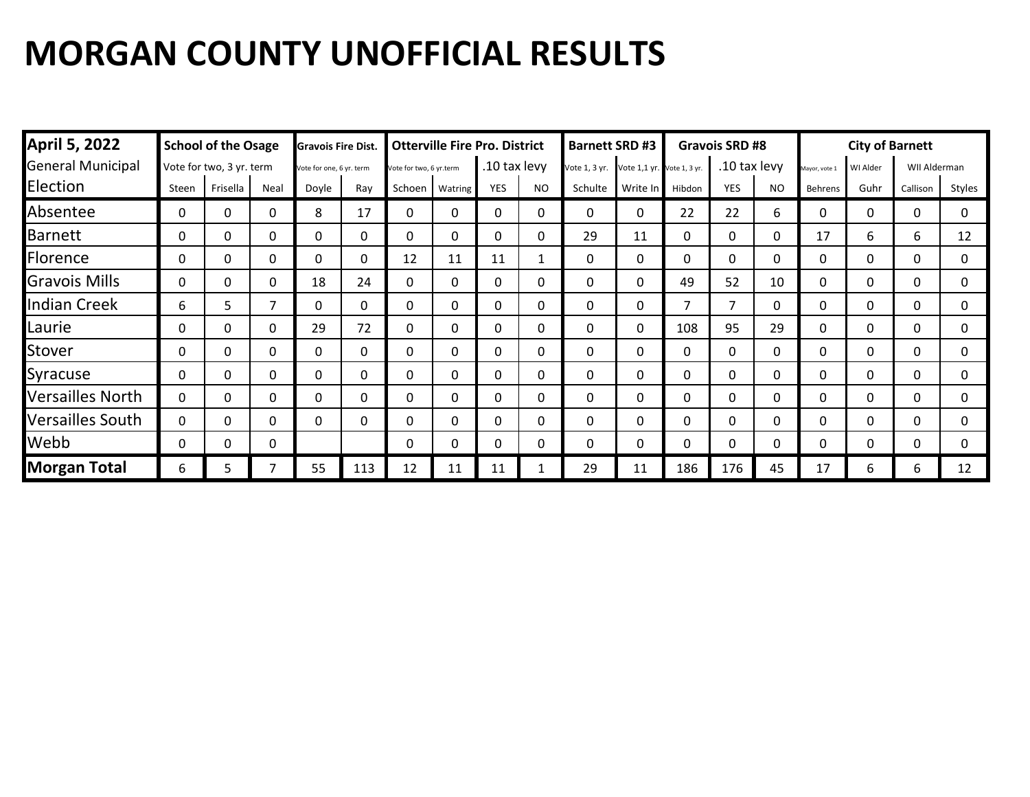# MORGAN COUNTY UNOFFICIAL RESULTS

| April 5, 2022 General Municipal Election | School of the Osage | | | Gravois Fire Dist. | | Otterville Fire Pro. District | | | | Barnett SRD #3 | | Gravois SRD #8 | | | City of Barnett | | | |
|---|---|---|---|---|---|---|---|---|---|---|---|---|---|---|---|---|---|---|
| | Vote for two, 3 yr. term | | | Vote for one, 6 yr. term | | Vote for two, 6 yr.term | | .10 tax levy | | Vote 1, 3 yr. | Vote 1,1 yr. | Vote 1, 3 yr. | .10 tax levy | | Mayor, vote 1 | WI Alder | WII Alderman | |
| | Steen | Frisella | Neal | Doyle | Ray | Schoen | Watring | YES | NO | Schulte | Write In | Hibdon | YES | NO | Behrens | Guhr | Callison | Styles |
| Absentee | 0 | 0 | 0 | 8 | 17 | 0 | 0 | 0 | 0 | 0 | 0 | 22 | 22 | 6 | 0 | 0 | 0 | 0 |
| Barnett | 0 | 0 | 0 | 0 | 0 | 0 | 0 | 0 | 0 | 29 | 11 | 0 | 0 | 0 | 17 | 6 | 6 | 12 |
| Florence | 0 | 0 | 0 | 0 | 0 | 12 | 11 | 11 | 1 | 0 | 0 | 0 | 0 | 0 | 0 | 0 | 0 | 0 |
| Gravois Mills | 0 | 0 | 0 | 18 | 24 | 0 | 0 | 0 | 0 | 0 | 0 | 49 | 52 | 10 | 0 | 0 | 0 | 0 |
| Indian Creek | 6 | 5 | 7 | 0 | 0 | 0 | 0 | 0 | 0 | 0 | 0 | 7 | 7 | 0 | 0 | 0 | 0 | 0 |
| Laurie | 0 | 0 | 0 | 29 | 72 | 0 | 0 | 0 | 0 | 0 | 0 | 108 | 95 | 29 | 0 | 0 | 0 | 0 |
| Stover | 0 | 0 | 0 | 0 | 0 | 0 | 0 | 0 | 0 | 0 | 0 | 0 | 0 | 0 | 0 | 0 | 0 | 0 |
| Syracuse | 0 | 0 | 0 | 0 | 0 | 0 | 0 | 0 | 0 | 0 | 0 | 0 | 0 | 0 | 0 | 0 | 0 | 0 |
| Versailles North | 0 | 0 | 0 | 0 | 0 | 0 | 0 | 0 | 0 | 0 | 0 | 0 | 0 | 0 | 0 | 0 | 0 | 0 |
| Versailles South | 0 | 0 | 0 | 0 | 0 | 0 | 0 | 0 | 0 | 0 | 0 | 0 | 0 | 0 | 0 | 0 | 0 | 0 |
| Webb | 0 | 0 | 0 | | | 0 | 0 | 0 | 0 | 0 | 0 | 0 | 0 | 0 | 0 | 0 | 0 | 0 |
| **Morgan Total** | 6 | 5 | 7 | 55 | 113 | 12 | 11 | 11 | 1 | 29 | 11 | 186 | 176 | 45 | 17 | 6 | 6 | 12 |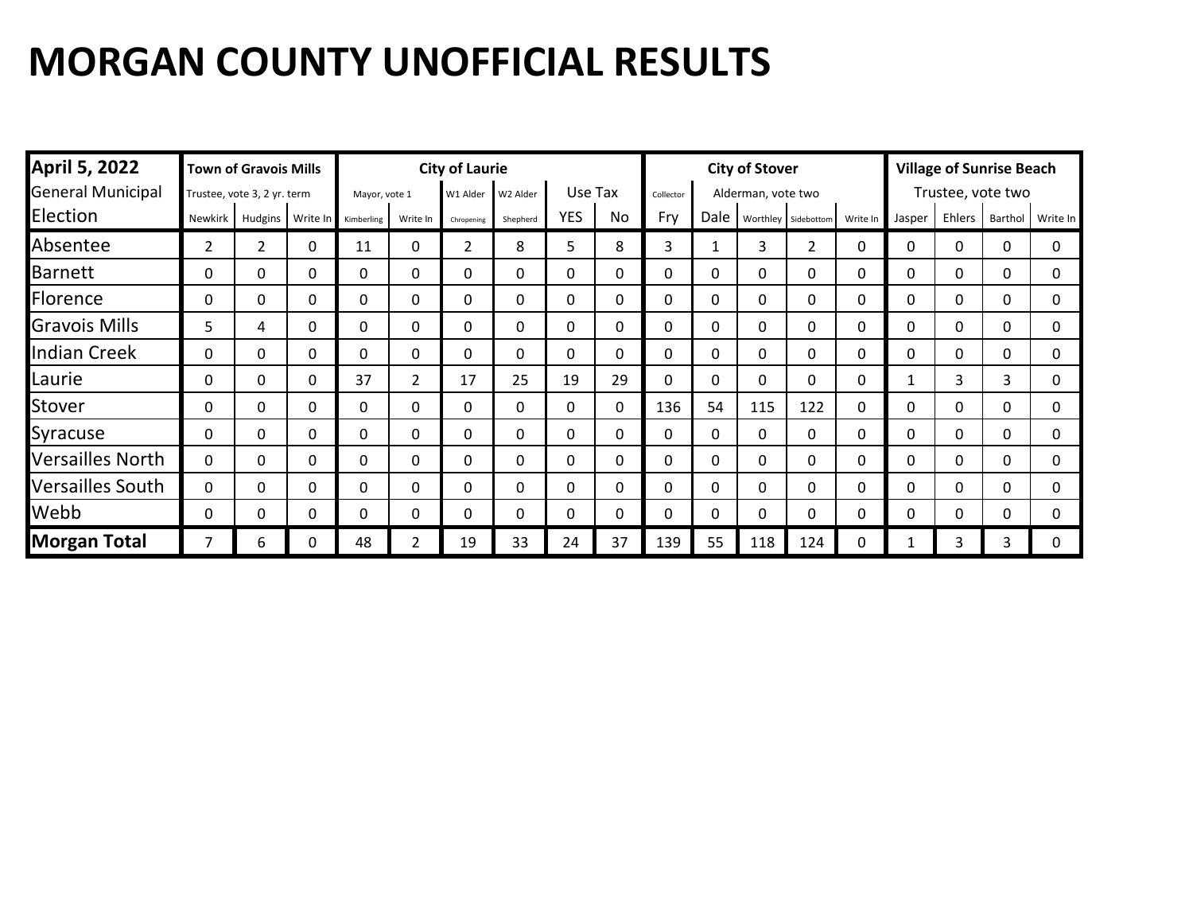# MORGAN COUNTY UNOFFICIAL RESULTS

| April 5, 2022 | Town of Gravois Mills | | | City of Laurie | | | | | | City of Stover | | | | | Village of Sunrise Beach | | | |
|---|---|---|---|---|---|---|---|---|---|---|---|---|---|---|---|---|---|---|
| General Municipal | Trustee, vote 3, 2 yr. term | | | Mayor, vote 1 | | W1 Alder | W2 Alder | Use Tax | | Collector | Alderman, vote two | | | | Trustee, vote two | | | |
| Election | Newkirk | Hudgins | Write In | Kimberling | Write In | Chropening | Shepherd | YES | No | Fry | Dale | Worthley | Sidebottom | Write In | Jasper | Ehlers | Barthol | Write In |
| Absentee | 2 | 2 | 0 | 11 | 0 | 2 | 8 | 5 | 8 | 3 | 1 | 3 | 2 | 0 | 0 | 0 | 0 | 0 |
| Barnett | 0 | 0 | 0 | 0 | 0 | 0 | 0 | 0 | 0 | 0 | 0 | 0 | 0 | 0 | 0 | 0 | 0 | 0 |
| Florence | 0 | 0 | 0 | 0 | 0 | 0 | 0 | 0 | 0 | 0 | 0 | 0 | 0 | 0 | 0 | 0 | 0 | 0 |
| Gravois Mills | 5 | 4 | 0 | 0 | 0 | 0 | 0 | 0 | 0 | 0 | 0 | 0 | 0 | 0 | 0 | 0 | 0 | 0 |
| Indian Creek | 0 | 0 | 0 | 0 | 0 | 0 | 0 | 0 | 0 | 0 | 0 | 0 | 0 | 0 | 0 | 0 | 0 | 0 |
| Laurie | 0 | 0 | 0 | 37 | 2 | 17 | 25 | 19 | 29 | 0 | 0 | 0 | 0 | 0 | 1 | 3 | 3 | 0 |
| Stover | 0 | 0 | 0 | 0 | 0 | 0 | 0 | 0 | 0 | 136 | 54 | 115 | 122 | 0 | 0 | 0 | 0 | 0 |
| Syracuse | 0 | 0 | 0 | 0 | 0 | 0 | 0 | 0 | 0 | 0 | 0 | 0 | 0 | 0 | 0 | 0 | 0 | 0 |
| Versailles North | 0 | 0 | 0 | 0 | 0 | 0 | 0 | 0 | 0 | 0 | 0 | 0 | 0 | 0 | 0 | 0 | 0 | 0 |
| Versailles South | 0 | 0 | 0 | 0 | 0 | 0 | 0 | 0 | 0 | 0 | 0 | 0 | 0 | 0 | 0 | 0 | 0 | 0 |
| Webb | 0 | 0 | 0 | 0 | 0 | 0 | 0 | 0 | 0 | 0 | 0 | 0 | 0 | 0 | 0 | 0 | 0 | 0 |
| **Morgan Total** | 7 | 6 | 0 | 48 | 2 | 19 | 33 | 24 | 37 | 139 | 55 | 118 | 124 | 0 | 1 | 3 | 3 | 0 |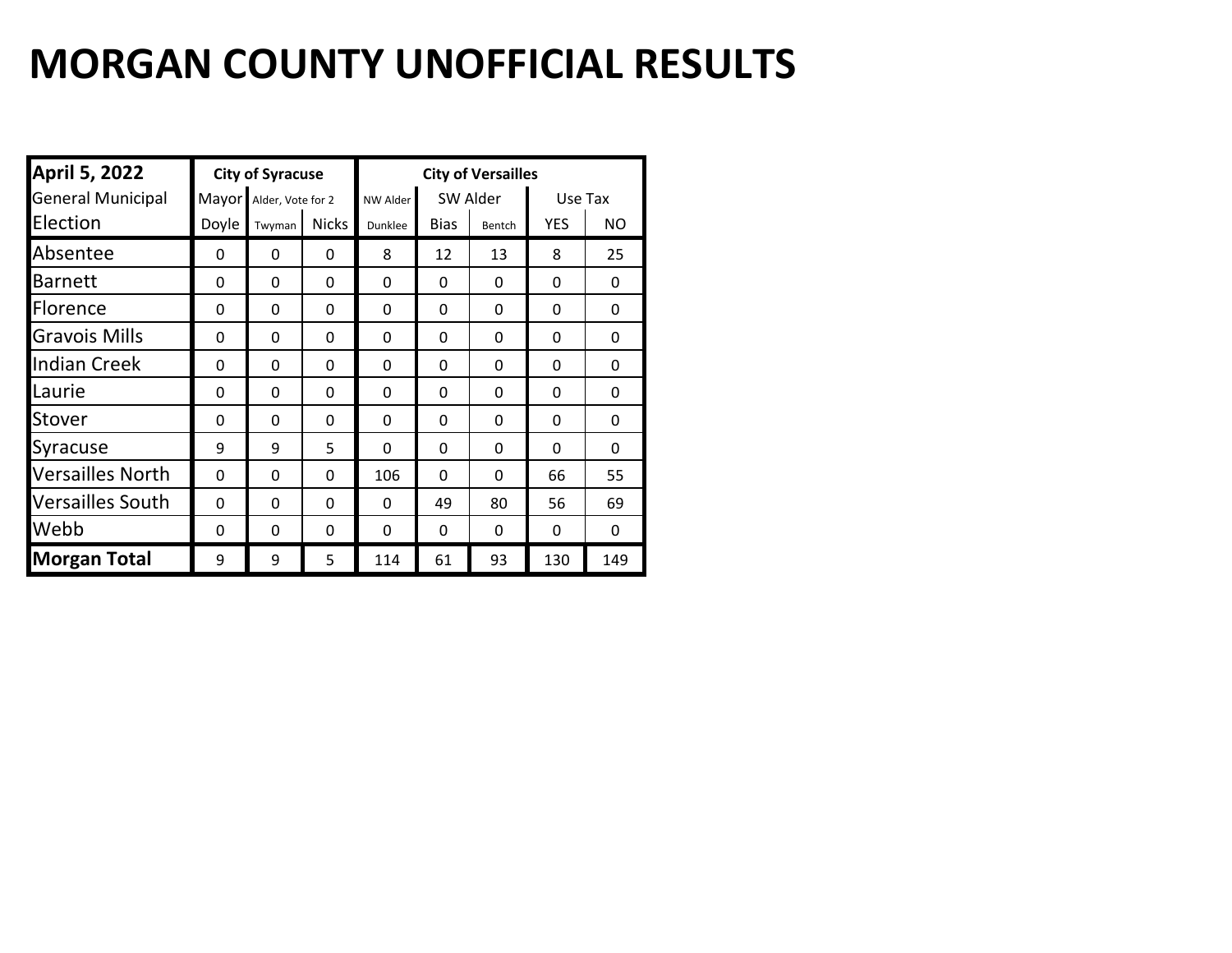# MORGAN COUNTY UNOFFICIAL RESULTS

| **April 5, 2022** | **City of Syracuse** | | | **City of Versailles** | | | | |
|---|---|---|---|---|---|---|---|---|
| General Municipal | Mayor | Alder, Vote for 2 | | NW Alder | SW Alder | | Use Tax | |
| Election | Doyle | Twyman | Nicks | Dunklee | Bias | Bentch | YES | NO |
| Absentee | 0 | 0 | 0 | 8 | 12 | 13 | 8 | 25 |
| Barnett | 0 | 0 | 0 | 0 | 0 | 0 | 0 | 0 |
| Florence | 0 | 0 | 0 | 0 | 0 | 0 | 0 | 0 |
| Gravois Mills | 0 | 0 | 0 | 0 | 0 | 0 | 0 | 0 |
| Indian Creek | 0 | 0 | 0 | 0 | 0 | 0 | 0 | 0 |
| Laurie | 0 | 0 | 0 | 0 | 0 | 0 | 0 | 0 |
| Stover | 0 | 0 | 0 | 0 | 0 | 0 | 0 | 0 |
| Syracuse | 9 | 9 | 5 | 0 | 0 | 0 | 0 | 0 |
| Versailles North | 0 | 0 | 0 | 106 | 0 | 0 | 66 | 55 |
| Versailles South | 0 | 0 | 0 | 0 | 49 | 80 | 56 | 69 |
| Webb | 0 | 0 | 0 | 0 | 0 | 0 | 0 | 0 |
| **Morgan Total** | 9 | 9 | 5 | 114 | 61 | 93 | 130 | 149 |